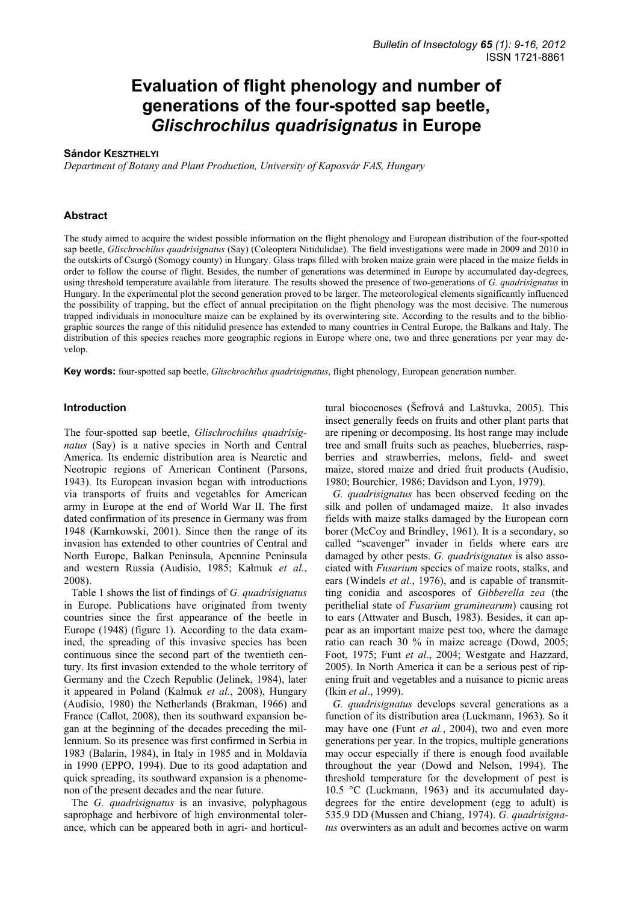# Evaluation of flight phenology and number of generations of the four-spotted sap beetle, *Glischrochilus quadrisignatus* in Europe

**Sándor KESZTHELYI**

*Department of Botany and Plant Production, University of Kaposvár FAS, Hungary*

## Abstract

The study aimed to acquire the widest possible information on the flight phenology and European distribution of the four-spotted sap beetle, *Glischrochilus quadrisignatus* (Say) (Coleoptera Nitidulidae). The field investigations were made in 2009 and 2010 in the outskirts of Csurgó (Somogy county) in Hungary. Glass traps filled with broken maize grain were placed in the maize fields in order to follow the course of flight. Besides, the number of generations was determined in Europe by accumulated day-degrees, using threshold temperature available from literature. The results showed the presence of two-generations of *G. quadrisignatus* in Hungary. In the experimental plot the second generation proved to be larger. The meteorological elements significantly influenced the possibility of trapping, but the effect of annual precipitation on the flight phenology was the most decisive. The numerous trapped individuals in monoculture maize can be explained by its overwintering site. According to the results and to the bibliographic sources the range of this nitidulid presence has extended to many countries in Central Europe, the Balkans and Italy. The distribution of this species reaches more geographic regions in Europe where one, two and three generations per year may develop.

**Key words:** four-spotted sap beetle, *Glischrochilus quadrisignatus*, flight phenology, European generation number.

## Introduction

The four-spotted sap beetle, *Glischrochilus quadrisignatus* (Say) is a native species in North and Central America. Its endemic distribution area is Nearctic and Neotropic regions of American Continent (Parsons, 1943). Its European invasion began with introductions via transports of fruits and vegetables for American army in Europe at the end of World War II. The first dated confirmation of its presence in Germany was from 1948 (Karnkowski, 2001). Since then the range of its invasion has extended to other countries of Central and North Europe, Balkan Peninsula, Apennine Peninsula and western Russia (Audisio, 1985; Kałmuk *et al.*, 2008).

Table 1 shows the list of findings of *G. quadrisignatus* in Europe. Publications have originated from twenty countries since the first appearance of the beetle in Europe (1948) (figure 1). According to the data examined, the spreading of this invasive species has been continuous since the second part of the twentieth century. Its first invasion extended to the whole territory of Germany and the Czech Republic (Jelinek, 1984), later it appeared in Poland (Kałmuk *et al.*, 2008), Hungary (Audisio, 1980) the Netherlands (Brakman, 1966) and France (Callot, 2008), then its southward expansion began at the beginning of the decades preceding the millennium. So its presence was first confirmed in Serbia in 1983 (Balarin, 1984), in Italy in 1985 and in Moldavia in 1990 (EPPO, 1994). Due to its good adaptation and quick spreading, its southward expansion is a phenomenon of the present decades and the near future.

The *G. quadrisignatus* is an invasive, polyphagous saprophage and herbivore of high environmental tolerance, which can be appeared both in agri- and horticultural biocoenoses (Šefrová and Laštuvka, 2005). This insect generally feeds on fruits and other plant parts that are ripening or decomposing. Its host range may include tree and small fruits such as peaches, blueberries, raspberries and strawberries, melons, field- and sweet maize, stored maize and dried fruit products (Audisio, 1980; Bourchier, 1986; Davidson and Lyon, 1979).

*G. quadrisignatus* has been observed feeding on the silk and pollen of undamaged maize. It also invades fields with maize stalks damaged by the European corn borer (McCoy and Brindley, 1961). It is a secondary, so called "scavenger" invader in fields where ears are damaged by other pests. *G. quadrisignatus* is also associated with *Fusarium* species of maize roots, stalks, and ears (Windels *et al.*, 1976), and is capable of transmitting conidia and ascospores of *Gibberella zea* (the perithelial state of *Fusarium graminearum*) causing rot to ears (Attwater and Busch, 1983). Besides, it can appear as an important maize pest too, where the damage ratio can reach 30 % in maize acreage (Dowd, 2005; Foot, 1975; Funt *et al*., 2004; Westgate and Hazzard, 2005). In North America it can be a serious pest of ripening fruit and vegetables and a nuisance to picnic areas (Ikin *et al*., 1999).

*G. quadrisignatus* develops several generations as a function of its distribution area (Luckmann, 1963). So it may have one (Funt *et al.*, 2004), two and even more generations per year. In the tropics, multiple generations may occur especially if there is enough food available throughout the year (Dowd and Nelson, 1994). The threshold temperature for the development of pest is 10.5 °C (Luckmann, 1963) and its accumulated day-degrees for the entire development (egg to adult) is 535.9 DD (Mussen and Chiang, 1974). *G. quadrisignatus* overwinters as an adult and becomes active on warm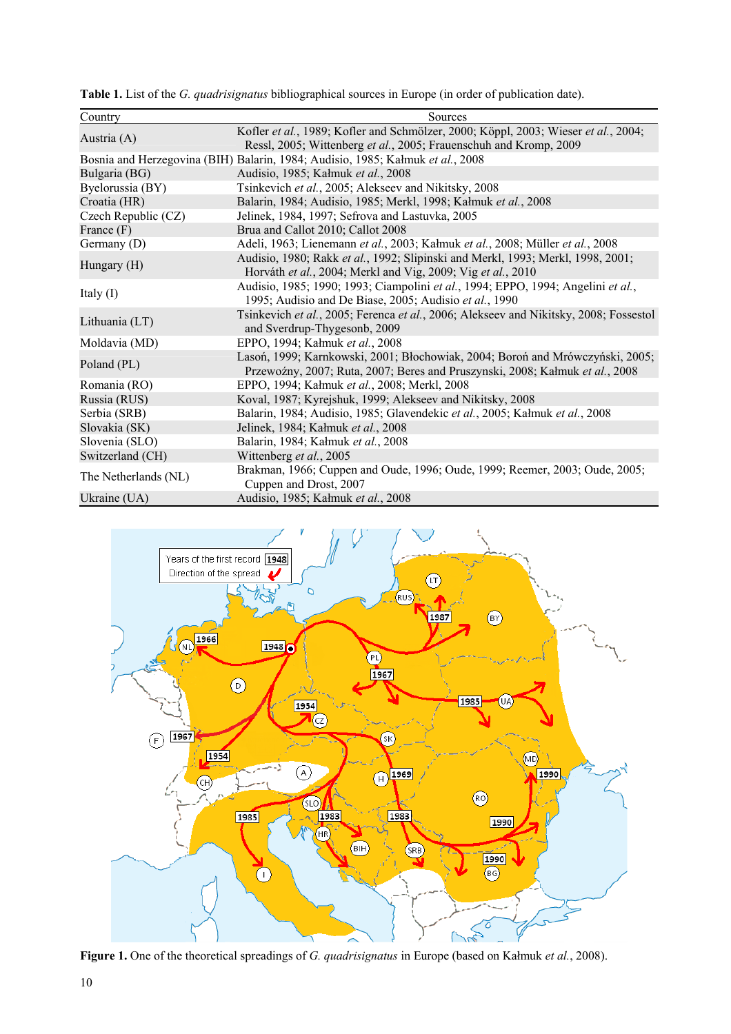**Table 1.** List of the *G. quadrisignatus* bibliographical sources in Europe (in order of publication date).

| Country | Sources |
|---|---|
| Austria (A) | Kofler *et al.*, 1989; Kofler and Schmölzer, 2000; Köppl, 2003; Wieser *et al.*, 2004; Ressl, 2005; Wittenberg *et al.*, 2005; Frauenschuh and Kromp, 2009 |
| Bosnia and Herzegovina (BIH) | Balarin, 1984; Audisio, 1985; Kałmuk *et al.*, 2008 |
| Bulgaria (BG) | Audisio, 1985; Kałmuk *et al.*, 2008 |
| Byelorussia (BY) | Tsinkevich *et al.*, 2005; Alekseev and Nikitsky, 2008 |
| Croatia (HR) | Balarin, 1984; Audisio, 1985; Merkl, 1998; Kałmuk *et al.*, 2008 |
| Czech Republic (CZ) | Jelinek, 1984, 1997; Sefrova and Lastuvka, 2005 |
| France (F) | Brua and Callot 2010; Callot 2008 |
| Germany (D) | Adeli, 1963; Lienemann *et al.*, 2003; Kałmuk *et al.*, 2008; Müller *et al.*, 2008 |
| Hungary (H) | Audisio, 1980; Rakk *et al.*, 1992; Slipinski and Merkl, 1993; Merkl, 1998, 2001; Horváth *et al.*, 2004; Merkl and Vig, 2009; Vig *et al.*, 2010 |
| Italy (I) | Audisio, 1985; 1990; 1993; Ciampolini *et al.*, 1994; EPPO, 1994; Angelini *et al.*, 1995; Audisio and De Biase, 2005; Audisio *et al.*, 1990 |
| Lithuania (LT) | Tsinkevich *et al.*, 2005; Ferenca *et al.*, 2006; Alekseev and Nikitsky, 2008; Fossestol and Sverdrup-Thygesonb, 2009 |
| Moldavia (MD) | EPPO, 1994; Kałmuk *et al.*, 2008 |
| Poland (PL) | Lasoń, 1999; Karnkowski, 2001; Błochowiak, 2004; Boroń and Mrówczyński, 2005; Przewoźny, 2007; Ruta, 2007; Slipinski and Pruszynski, 2008; Kałmuk *et al.*, 2008 |
| Romania (RO) | EPPO, 1994; Kałmuk *et al.*, 2008; Merkl, 2008 |
| Russia (RUS) | Koval, 1987; Kyrejshuk, 1999; Alekseev and Nikitsky, 2008 |
| Serbia (SRB) | Balarin, 1984; Audisio, 1985; Glavendekic *et al.*, 2005; Kałmuk *et al.*, 2008 |
| Slovakia (SK) | Jelinek, 1984; Kałmuk *et al.*, 2008 |
| Slovenia (SLO) | Balarin, 1984; Kałmuk *et al.*, 2008 |
| Switzerland (CH) | Wittenberg *et al.*, 2005 |
| The Netherlands (NL) | Brakman, 1966; Cuppen and Oude, 1996; Oude, 1999; Reemer, 2003; Oude, 2005; Cuppen and Drost, 2007 |
| Ukraine (UA) | Audisio, 1985; Kałmuk *et al.*, 2008 |

**Figure 1.** One of the theoretical spreadings of *G. quadrisignatus* in Europe (based on Kałmuk *et al.*, 2008).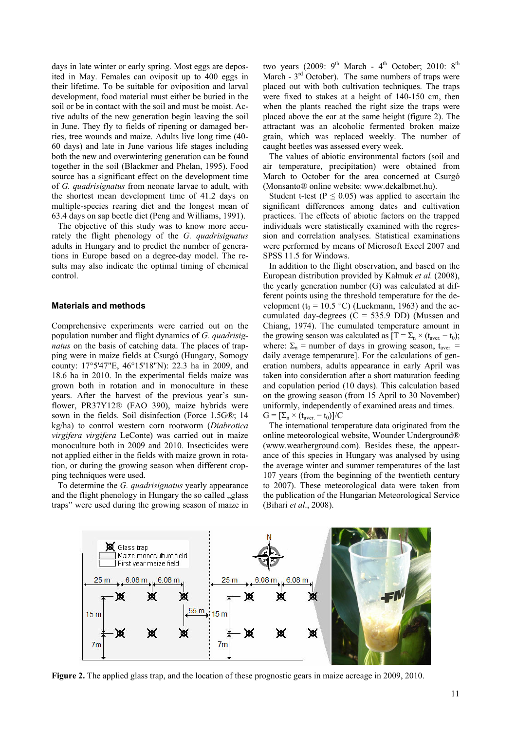days in late winter or early spring. Most eggs are deposited in May. Females can oviposit up to 400 eggs in their lifetime. To be suitable for oviposition and larval development, food material must either be buried in the soil or be in contact with the soil and must be moist. Active adults of the new generation begin leaving the soil in June. They fly to fields of ripening or damaged berries, tree wounds and maize. Adults live long time (40-60 days) and late in June various life stages including both the new and overwintering generation can be found together in the soil (Blackmer and Phelan, 1995). Food source has a significant effect on the development time of *G. quadrisignatus* from neonate larvae to adult, with the shortest mean development time of 41.2 days on multiple-species rearing diet and the longest mean of 63.4 days on sap beetle diet (Peng and Williams, 1991).

The objective of this study was to know more accurately the flight phenology of the *G. quadrisignatus* adults in Hungary and to predict the number of generations in Europe based on a degree-day model. The results may also indicate the optimal timing of chemical control.

## Materials and methods

Comprehensive experiments were carried out on the population number and flight dynamics of *G. quadrisignatus* on the basis of catching data. The places of trapping were in maize fields at Csurgó (Hungary, Somogy county: 17°5'47"E, 46°15'18"N): 22.3 ha in 2009, and 18.6 ha in 2010. In the experimental fields maize was grown both in rotation and in monoculture in these years. After the harvest of the previous year's sunflower, PR37Y12® (FAO 390), maize hybrids were sown in the fields. Soil disinfection (Force 1.5G®; 14 kg/ha) to control western corn rootworm (*Diabrotica virgifera virgifera* LeConte) was carried out in maize monoculture both in 2009 and 2010. Insecticides were not applied either in the fields with maize grown in rotation, or during the growing season when different cropping techniques were used.

To determine the *G. quadrisignatus* yearly appearance and the flight phenology in Hungary the so called „glass traps" were used during the growing season of maize in two years (2009: 9th March - 4th October; 2010: 8th March - 3rd October). The same numbers of traps were placed out with both cultivation techniques. The traps were fixed to stakes at a height of 140-150 cm, then when the plants reached the right size the traps were placed above the ear at the same height (figure 2). The attractant was an alcoholic fermented broken maize grain, which was replaced weekly. The number of caught beetles was assessed every week.

The values of abiotic environmental factors (soil and air temperature, precipitation) were obtained from March to October for the area concerned at Csurgó (Monsanto® online website: www.dekalbmet.hu).

Student t-test ($P \leq 0.05$) was applied to ascertain the significant differences among dates and cultivation practices. The effects of abiotic factors on the trapped individuals were statistically examined with the regression and correlation analyses. Statistical examinations were performed by means of Microsoft Excel 2007 and SPSS 11.5 for Windows.

In addition to the flight observation, and based on the European distribution provided by Kałmuk *et al.* (2008), the yearly generation number (G) was calculated at different points using the threshold temperature for the development ($t_0 = 10.5$ °C) (Luckmann, 1963) and the accumulated day-degrees ($C = 535.9$ DD) (Mussen and Chiang, 1974). The cumulated temperature amount in the growing season was calculated as [$T = \Sigma_n \times (t_{aver.} - t_0)$; where: $\Sigma_n$ = number of days in growing season, $t_{aver.}$ = daily average temperature]. For the calculations of generation numbers, adults appearance in early April was taken into consideration after a short maturation feeding and copulation period (10 days). This calculation based on the growing season (from 15 April to 30 November) uniformly, independently of examined areas and times.

$$G = [\Sigma_n \times (t_{aver.} - t_0)]/C$$

The international temperature data originated from the online meteorological website, Wounder Underground® (www.weatherground.com). Besides these, the appearance of this species in Hungary was analysed by using the average winter and summer temperatures of the last 107 years (from the beginning of the twentieth century to 2007). These meteorological data were taken from the publication of the Hungarian Meteorological Service (Bihari *et al.*, 2008).

**Figure 2.** The applied glass trap, and the location of these prognostic gears in maize acreage in 2009, 2010.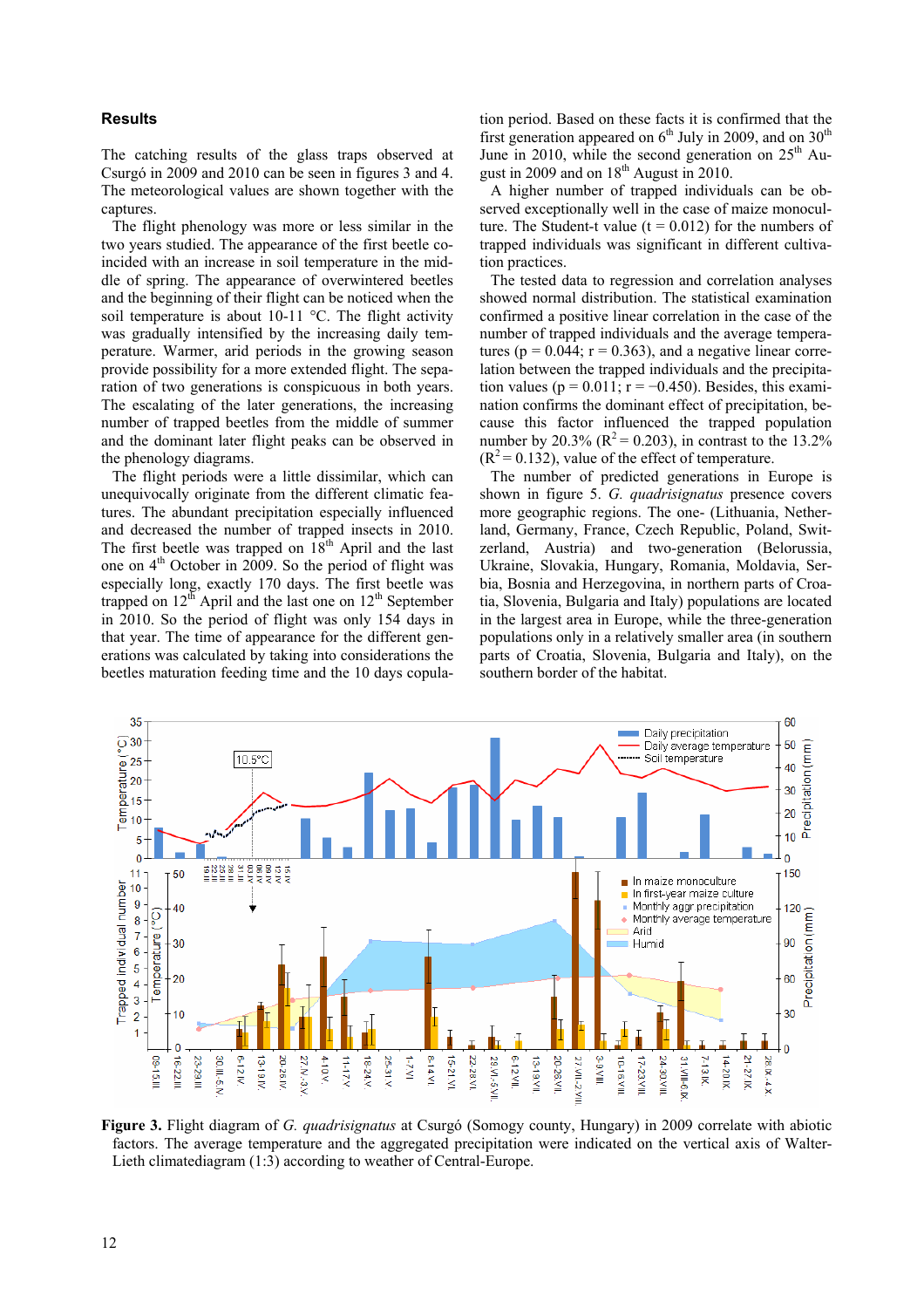## Results

The catching results of the glass traps observed at Csurgó in 2009 and 2010 can be seen in figures 3 and 4. The meteorological values are shown together with the captures.

The flight phenology was more or less similar in the two years studied. The appearance of the first beetle coincided with an increase in soil temperature in the middle of spring. The appearance of overwintered beetles and the beginning of their flight can be noticed when the soil temperature is about 10-11 °C. The flight activity was gradually intensified by the increasing daily temperature. Warmer, arid periods in the growing season provide possibility for a more extended flight. The separation of two generations is conspicuous in both years. The escalating of the later generations, the increasing number of trapped beetles from the middle of summer and the dominant later flight peaks can be observed in the phenology diagrams.

The flight periods were a little dissimilar, which can unequivocally originate from the different climatic features. The abundant precipitation especially influenced and decreased the number of trapped insects in 2010. The first beetle was trapped on 18th April and the last one on 4th October in 2009. So the period of flight was especially long, exactly 170 days. The first beetle was trapped on 12th April and the last one on 12th September in 2010. So the period of flight was only 154 days in that year. The time of appearance for the different generations was calculated by taking into considerations the beetles maturation feeding time and the 10 days copulation period. Based on these facts it is confirmed that the first generation appeared on 6th July in 2009, and on 30th June in 2010, while the second generation on 25th August in 2009 and on 18th August in 2010.

A higher number of trapped individuals can be observed exceptionally well in the case of maize monoculture. The Student-t value (t = 0.012) for the numbers of trapped individuals was significant in different cultivation practices.

The tested data to regression and correlation analyses showed normal distribution. The statistical examination confirmed a positive linear correlation in the case of the number of trapped individuals and the average temperatures ($p = 0.044$; $r = 0.363$), and a negative linear correlation between the trapped individuals and the precipitation values ($p = 0.011$; $r = -0.450$). Besides, this examination confirms the dominant effect of precipitation, because this factor influenced the trapped population number by 20.3% ($R^2 = 0.203$), in contrast to the 13.2% ($R^2 = 0.132$), value of the effect of temperature.

The number of predicted generations in Europe is shown in figure 5. *G. quadrisignatus* presence covers more geographic regions. The one- (Lithuania, Netherland, Germany, France, Czech Republic, Poland, Switzerland, Austria) and two-generation (Belorussia, Ukraine, Slovakia, Hungary, Romania, Moldavia, Serbia, Bosnia and Herzegovina, in northern parts of Croatia, Slovenia, Bulgaria and Italy) populations are located in the largest area in Europe, while the three-generation populations only in a relatively smaller area (in southern parts of Croatia, Slovenia, Bulgaria and Italy), on the southern border of the habitat.

**Figure 3.** Flight diagram of *G. quadrisignatus* at Csurgó (Somogy county, Hungary) in 2009 correlate with abiotic factors. The average temperature and the aggregated precipitation were indicated on the vertical axis of Walter-Lieth climatediagram (1:3) according to weather of Central-Europe.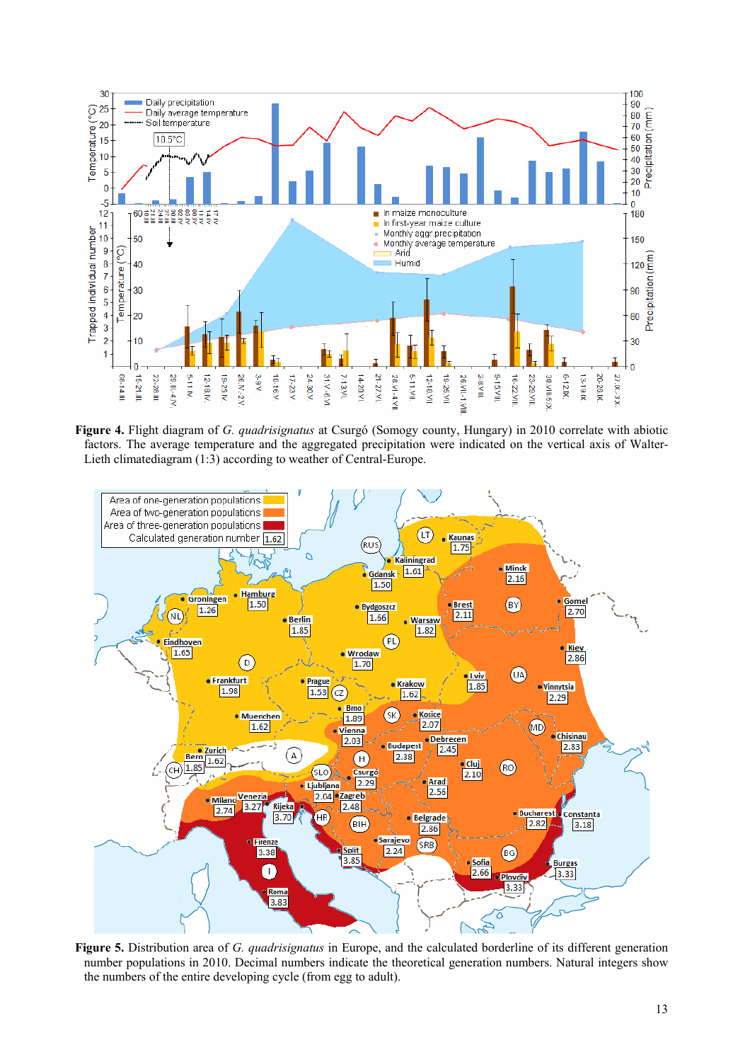**Figure 4.** Flight diagram of *G. quadrisignatus* at Csurgó (Somogy county, Hungary) in 2010 correlate with abiotic factors. The average temperature and the aggregated precipitation were indicated on the vertical axis of Walter-Lieth climatediagram (1:3) according to weather of Central-Europe.

**Figure 5.** Distribution area of *G. quadrisignatus* in Europe, and the calculated borderline of its different generation number populations in 2010. Decimal numbers indicate the theoretical generation numbers. Natural integers show the numbers of the entire developing cycle (from egg to adult).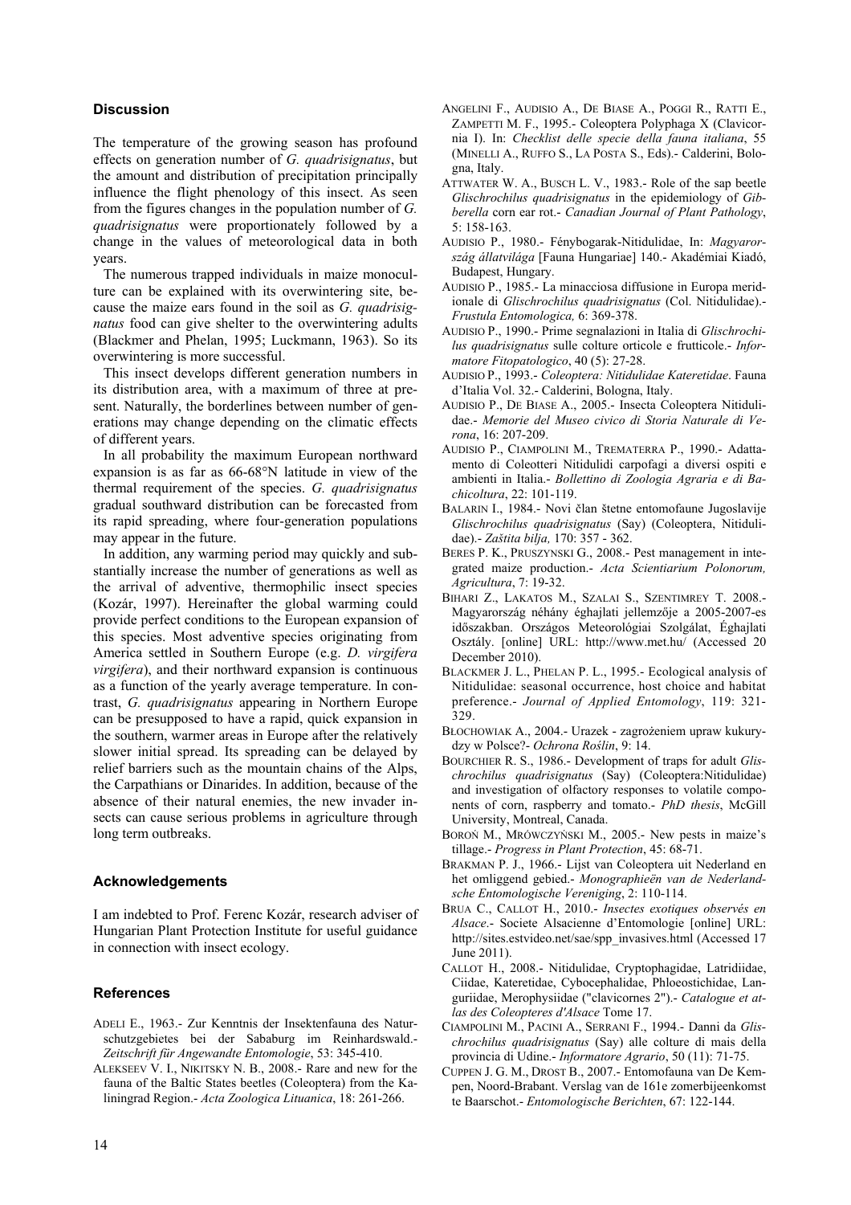## Discussion

The temperature of the growing season has profound effects on generation number of *G. quadrisignatus*, but the amount and distribution of precipitation principally influence the flight phenology of this insect. As seen from the figures changes in the population number of *G. quadrisignatus* were proportionately followed by a change in the values of meteorological data in both years.

The numerous trapped individuals in maize monoculture can be explained with its overwintering site, because the maize ears found in the soil as *G. quadrisignatus* food can give shelter to the overwintering adults (Blackmer and Phelan, 1995; Luckmann, 1963). So its overwintering is more successful.

This insect develops different generation numbers in its distribution area, with a maximum of three at present. Naturally, the borderlines between number of generations may change depending on the climatic effects of different years.

In all probability the maximum European northward expansion is as far as 66-68°N latitude in view of the thermal requirement of the species. *G. quadrisignatus* gradual southward distribution can be forecasted from its rapid spreading, where four-generation populations may appear in the future.

In addition, any warming period may quickly and substantially increase the number of generations as well as the arrival of adventive, thermophilic insect species (Kozár, 1997). Hereinafter the global warming could provide perfect conditions to the European expansion of this species. Most adventive species originating from America settled in Southern Europe (e.g. *D. virgifera virgifera*), and their northward expansion is continuous as a function of the yearly average temperature. In contrast, *G. quadrisignatus* appearing in Northern Europe can be presupposed to have a rapid, quick expansion in the southern, warmer areas in Europe after the relatively slower initial spread. Its spreading can be delayed by relief barriers such as the mountain chains of the Alps, the Carpathians or Dinarides. In addition, because of the absence of their natural enemies, the new invader insects can cause serious problems in agriculture through long term outbreaks.

## Acknowledgements

I am indebted to Prof. Ferenc Kozár, research adviser of Hungarian Plant Protection Institute for useful guidance in connection with insect ecology.

## References

ADELI E., 1963.- Zur Kenntnis der Insektenfauna des Naturschutzgebietes bei der Sababurg im Reinhardswald.- *Zeitschrift für Angewandte Entomologie*, 53: 345-410.

ALEKSEEV V. I., NIKITSKY N. B., 2008.- Rare and new for the fauna of the Baltic States beetles (Coleoptera) from the Kaliningrad Region.- *Acta Zoologica Lituanica*, 18: 261-266.

ANGELINI F., AUDISIO A., DE BIASE A., POGGI R., RATTI E., ZAMPETTI M. F., 1995.- Coleoptera Polyphaga X (Clavicornia I). In: *Checklist delle specie della fauna italiana*, 55 (MINELLI A., RUFFO S., LA POSTA S., Eds).- Calderini, Bologna, Italy.

ATTWATER W. A., BUSCH L. V., 1983.- Role of the sap beetle *Glischrochilus quadrisignatus* in the epidemiology of *Gibberella* corn ear rot.- *Canadian Journal of Plant Pathology*, 5: 158-163.

AUDISIO P., 1980.- Fénybogarak-Nitidulidae, In: *Magyarország állatvilága* [Fauna Hungariae] 140.- Akadémiai Kiadó, Budapest, Hungary.

AUDISIO P., 1985.- La minacciosa diffusione in Europa meridionale di *Glischrochilus quadrisignatus* (Col. Nitidulidae).- *Frustula Entomologica,* 6: 369-378.

AUDISIO P., 1990.- Prime segnalazioni in Italia di *Glischrochilus quadrisignatus* sulle colture orticole e frutticole.- *Informatore Fitopatologico*, 40 (5): 27-28.

AUDISIO P., 1993.- *Coleoptera: Nitidulidae Kateretidae*. Fauna d'Italia Vol. 32.- Calderini, Bologna, Italy.

AUDISIO P., DE BIASE A., 2005.- Insecta Coleoptera Nitidulidae.- *Memorie del Museo civico di Storia Naturale di Verona*, 16: 207-209.

AUDISIO P., CIAMPOLINI M., TREMATERRA P., 1990.- Adattamento di Coleotteri Nitidulidi carpofagi a diversi ospiti e ambienti in Italia.- *Bollettino di Zoologia Agraria e di Bachicoltura*, 22: 101-119.

BALARIN I., 1984.- Novi član štetne entomofaune Jugoslavije *Glischrochilus quadrisignatus* (Say) (Coleoptera, Nitidulidae).- *Zaštita bilja,* 170: 357 - 362.

BERES P. K., PRUSZYNSKI G., 2008.- Pest management in integrated maize production.- *Acta Scientiarium Polonorum, Agricultura*, 7: 19-32.

BIHARI Z., LAKATOS M., SZALAI S., SZENTIMREY T. 2008.- Magyarország néhány éghajlati jellemzője a 2005-2007-es időszakban. Országos Meteorológiai Szolgálat, Éghajlati Osztály. [online] URL: http://www.met.hu/ (Accessed 20 December 2010).

BLACKMER J. L., PHELAN P. L., 1995.- Ecological analysis of Nitidulidae: seasonal occurrence, host choice and habitat preference.- *Journal of Applied Entomology*, 119: 321-329.

BŁOCHOWIAK A., 2004.- Urazek - zagrożeniem upraw kukurydzy w Polsce?- *Ochrona Roślin*, 9: 14.

BOURCHIER R. S., 1986.- Development of traps for adult *Glischrochilus quadrisignatus* (Say) (Coleoptera:Nitidulidae) and investigation of olfactory responses to volatile components of corn, raspberry and tomato.- *PhD thesis*, McGill University, Montreal, Canada.

BOROŃ M., MRÓWCZYŃSKI M., 2005.- New pests in maize's tillage.- *Progress in Plant Protection*, 45: 68-71.

BRAKMAN P. J., 1966.- Lijst van Coleoptera uit Nederland en het omliggend gebied.- *Monographieën van de Nederlandsche Entomologische Vereniging*, 2: 110-114.

BRUA C., CALLOT H., 2010.- *Insectes exotiques observés en Alsace*.- Societe Alsacienne d'Entomologie [online] URL: http://sites.estvideo.net/sae/spp_invasives.html (Accessed 17 June 2011).

CALLOT H., 2008.- Nitidulidae, Cryptophagidae, Latridiidae, Ciidae, Kateretidae, Cybocephalidae, Phloeostichidae, Languriidae, Merophysiidae ("clavicornes 2").- *Catalogue et atlas des Coleopteres d'Alsace* Tome 17.

CIAMPOLINI M., PACINI A., SERRANI F., 1994.- Danni da *Glischrochilus quadrisignatus* (Say) alle colture di mais della provincia di Udine.- *Informatore Agrario*, 50 (11): 71-75.

CUPPEN J. G. M., DROST B., 2007.- Entomofauna van De Kempen, Noord-Brabant. Verslag van de 161e zomerbijeenkomst te Baarschot.- *Entomologische Berichten*, 67: 122-144.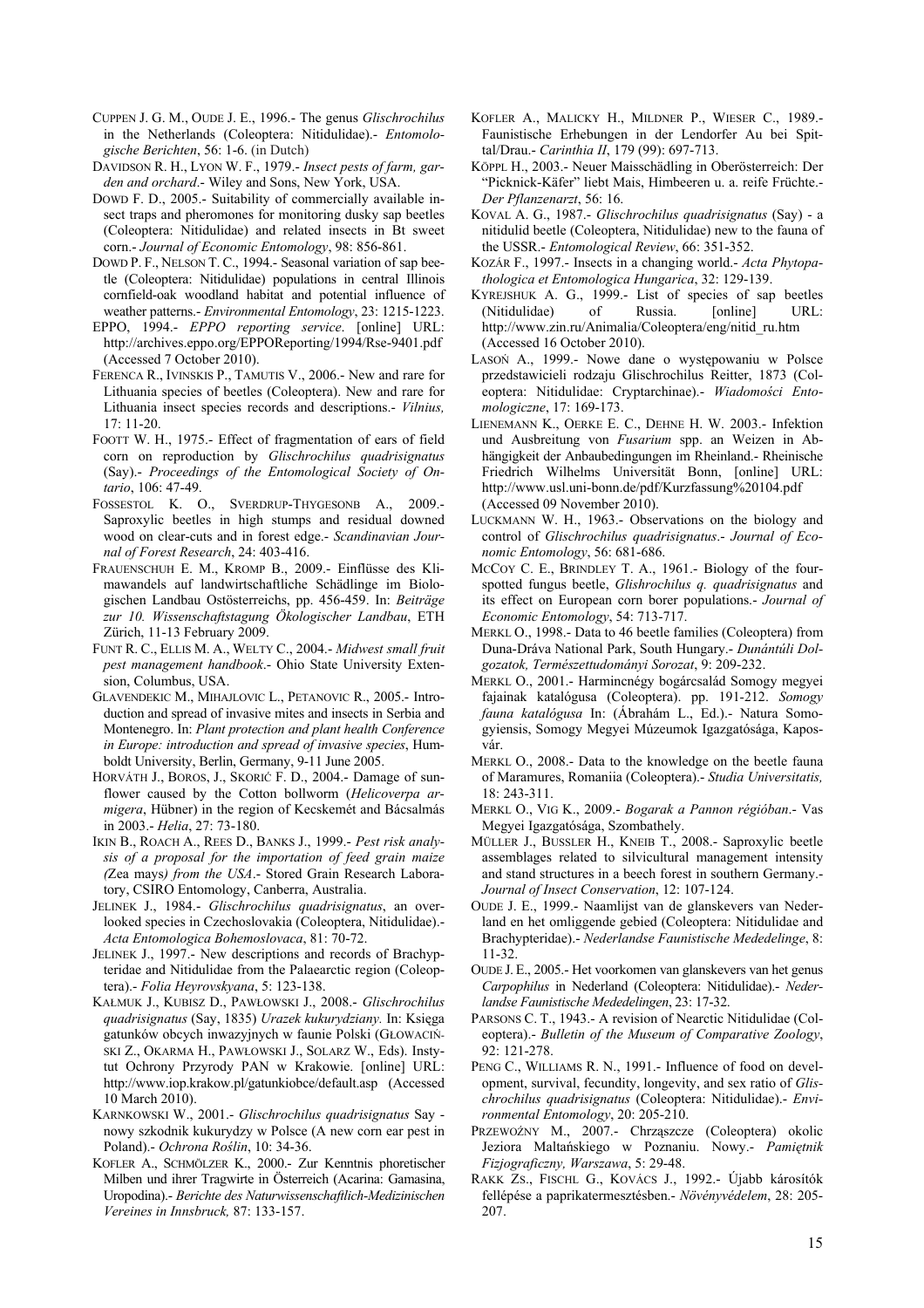CUPPEN J. G. M., OUDE J. E., 1996.- The genus *Glischrochilus* in the Netherlands (Coleoptera: Nitidulidae).- *Entomologische Berichten*, 56: 1-6. (in Dutch)

DAVIDSON R. H., LYON W. F., 1979.- *Insect pests of farm, garden and orchard*.- Wiley and Sons, New York, USA.

DOWD F. D., 2005.- Suitability of commercially available insect traps and pheromones for monitoring dusky sap beetles (Coleoptera: Nitidulidae) and related insects in Bt sweet corn.- *Journal of Economic Entomology*, 98: 856-861.

DOWD P. F., NELSON T. C., 1994.- Seasonal variation of sap beetle (Coleoptera: Nitidulidae) populations in central Illinois cornfield-oak woodland habitat and potential influence of weather patterns.- *Environmental Entomology*, 23: 1215-1223.

EPPO, 1994.- *EPPO reporting service*. [online] URL: http://archives.eppo.org/EPPOReporting/1994/Rse-9401.pdf (Accessed 7 October 2010).

FERENCA R., IVINSKIS P., TAMUTIS V., 2006.- New and rare for Lithuania species of beetles (Coleoptera). New and rare for Lithuania insect species records and descriptions.- *Vilnius,* 17: 11-20.

FOOTT W. H., 1975.- Effect of fragmentation of ears of field corn on reproduction by *Glischrochilus quadrisignatus* (Say).- *Proceedings of the Entomological Society of Ontario*, 106: 47-49.

FOSSESTOL K. O., SVERDRUP-THYGESONB A., 2009.- Saproxylic beetles in high stumps and residual downed wood on clear-cuts and in forest edge.- *Scandinavian Journal of Forest Research*, 24: 403-416.

FRAUENSCHUH E. M., KROMP B., 2009.- Einflüsse des Klimawandels auf landwirtschaftliche Schädlinge im Biologischen Landbau Ostösterreichs, pp. 456-459. In: *Beiträge zur 10. Wissenschaftstagung Ökologischer Landbau*, ETH Zürich, 11-13 February 2009.

FUNT R. C., ELLIS M. A., WELTY C., 2004.- *Midwest small fruit pest management handbook*.- Ohio State University Extension, Columbus, USA.

GLAVENDEKIC M., MIHAJLOVIC L., PETANOVIC R., 2005.- Introduction and spread of invasive mites and insects in Serbia and Montenegro. In: *Plant protection and plant health Conference in Europe: introduction and spread of invasive species*, Humboldt University, Berlin, Germany, 9-11 June 2005.

HORVÁTH J., BOROS, J., SKORIĆ F. D., 2004.- Damage of sunflower caused by the Cotton bollworm (*Helicoverpa armigera*, Hübner) in the region of Kecskemét and Bácsalmás in 2003.- *Helia*, 27: 73-180.

IKIN B., ROACH A., REES D., BANKS J., 1999.- *Pest risk analysis of a proposal for the importation of feed grain maize (*Zea mays*) from the USA*.- Stored Grain Research Laboratory, CSIRO Entomology, Canberra, Australia.

JELINEK J., 1984.- *Glischrochilus quadrisignatus*, an overlooked species in Czechoslovakia (Coleoptera, Nitidulidae).- *Acta Entomologica Bohemoslovaca*, 81: 70-72.

JELINEK J., 1997.- New descriptions and records of Brachypteridae and Nitidulidae from the Palaearctic region (Coleoptera).- *Folia Heyrovskyana*, 5: 123-138.

KAŁMUK J., KUBISZ D., PAWŁOWSKI J., 2008.- *Glischrochilus quadrisignatus* (Say, 1835) *Urazek kukurydziany.* In: Księga gatunków obcych inwazyjnych w faunie Polski (GŁOWACIŃSKI Z., OKARMA H., PAWŁOWSKI J., SOLARZ W., Eds). Instytut Ochrony Przyrody PAN w Krakowie. [online] URL: http://www.iop.krakow.pl/gatunkiobce/default.asp (Accessed 10 March 2010).

KARNKOWSKI W., 2001.- *Glischrochilus quadrisignatus* Say - nowy szkodnik kukurydzy w Polsce (A new corn ear pest in Poland).- *Ochrona Roślin*, 10: 34-36.

KOFLER A., SCHMÖLZER K., 2000.- Zur Kenntnis phoretischer Milben und ihrer Tragwirte in Österreich (Acarina: Gamasina, Uropodina).- *Berichte des Naturwissenschaftlich-Medizinischen Vereines in Innsbruck,* 87: 133-157.

KOFLER A., MALICKY H., MILDNER P., WIESER C., 1989.- Faunistische Erhebungen in der Lendorfer Au bei Spittal/Drau.- *Carinthia II*, 179 (99): 697-713.

KÖPPL H., 2003.- Neuer Maisschädling in Oberösterreich: Der "Picknick-Käfer" liebt Mais, Himbeeren u. a. reife Früchte.- *Der Pflanzenarzt*, 56: 16.

KOVAL A. G., 1987.- *Glischrochilus quadrisignatus* (Say) - a nitidulid beetle (Coleoptera, Nitidulidae) new to the fauna of the USSR.- *Entomological Review*, 66: 351-352.

KOZÁR F., 1997.- Insects in a changing world.- *Acta Phytopathologica et Entomologica Hungarica*, 32: 129-139.

KYREJSHUK A. G., 1999.- List of species of sap beetles (Nitidulidae) of Russia. [online] URL: http://www.zin.ru/Animalia/Coleoptera/eng/nitid_ru.htm (Accessed 16 October 2010).

LASOŃ A., 1999.- Nowe dane o występowaniu w Polsce przedstawicieli rodzaju Glischrochilus Reitter, 1873 (Coleoptera: Nitidulidae: Cryptarchinae).- *Wiadomości Entomologiczne*, 17: 169-173.

LIENEMANN K., OERKE E. C., DEHNE H. W. 2003.- Infektion und Ausbreitung von *Fusarium* spp. an Weizen in Abhängigkeit der Anbaubedingungen im Rheinland.- Rheinische Friedrich Wilhelms Universität Bonn, [online] URL: http://www.usl.uni-bonn.de/pdf/Kurzfassung%20104.pdf (Accessed 09 November 2010).

LUCKMANN W. H., 1963.- Observations on the biology and control of *Glischrochilus quadrisignatus*.- *Journal of Economic Entomology*, 56: 681-686.

MCCOY C. E., BRINDLEY T. A., 1961.- Biology of the fourspotted fungus beetle, *Glishrochilus q. quadrisignatus* and its effect on European corn borer populations.- *Journal of Economic Entomology*, 54: 713-717.

MERKL O., 1998.- Data to 46 beetle families (Coleoptera) from Duna-Dráva National Park, South Hungary.- *Dunántúli Dolgozatok, Természettudományi Sorozat*, 9: 209-232.

MERKL O., 2001.- Harmincnégy bogárcsalád Somogy megyei fajainak katalógusa (Coleoptera). pp. 191-212. *Somogy fauna katalógusa* In: (Ábrahám L., Ed.).- Natura Somogyiensis, Somogy Megyei Múzeumok Igazgatósága, Kaposvár.

MERKL O., 2008.- Data to the knowledge on the beetle fauna of Maramures, Romaniia (Coleoptera).- *Studia Universitatis,* 18: 243-311.

MERKL O., VIG K., 2009.- *Bogarak a Pannon régióban*.- Vas Megyei Igazgatósága, Szombathely.

MÜLLER J., BUSSLER H., KNEIB T., 2008.- Saproxylic beetle assemblages related to silvicultural management intensity and stand structures in a beech forest in southern Germany.- *Journal of Insect Conservation*, 12: 107-124.

OUDE J. E., 1999.- Naamlijst van de glanskevers van Nederland en het omliggende gebied (Coleoptera: Nitidulidae and Brachypteridae).- *Nederlandse Faunistische Mededelinge*, 8: 11-32.

OUDE J. E., 2005.- Het voorkomen van glanskevers van het genus *Carpophilus* in Nederland (Coleoptera: Nitidulidae).- *Nederlandse Faunistische Mededelingen*, 23: 17-32.

PARSONS C. T., 1943.- A revision of Nearctic Nitidulidae (Coleoptera).- *Bulletin of the Museum of Comparative Zoology*, 92: 121-278.

PENG C., WILLIAMS R. N., 1991.- Influence of food on development, survival, fecundity, longevity, and sex ratio of *Glischrochilus quadrisignatus* (Coleoptera: Nitidulidae).- *Environmental Entomology*, 20: 205-210.

PRZEWOŹNY M., 2007.- Chrząszcze (Coleoptera) okolic Jeziora Maltańskiego w Poznaniu. Nowy.- *Pamiętnik Fizjograficzny, Warszawa*, 5: 29-48.

RAKK ZS., FISCHL G., KOVÁCS J., 1992.- Újabb károsítók fellépése a paprikatermesztésben.- *Növényvédelem*, 28: 205-207.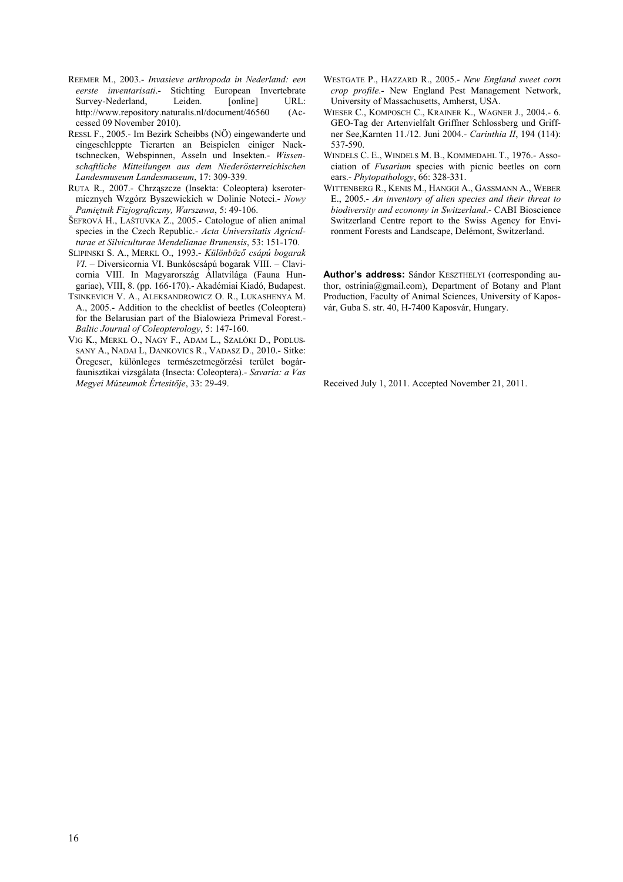REEMER M., 2003.- *Invasieve arthropoda in Nederland: een eerste inventarisati*.- Stichting European Invertebrate Survey-Nederland, Leiden. [online] URL: http://www.repository.naturalis.nl/document/46560 (Accessed 09 November 2010).

RESSL F., 2005.- Im Bezirk Scheibbs (NÖ) eingewanderte und eingeschleppte Tierarten an Beispielen einiger Nacktschnecken, Webspinnen, Asseln und Insekten.- *Wissenschaftliche Mitteilungen aus dem Niederösterreichischen Landesmuseum Landesmuseum*, 17: 309-339.

RUTA R., 2007.- Chrząszcze (Insekta: Coleoptera) kserotermicznych Wzgórz Byszewickich w Dolinie Noteci.- *Nowy Pamiętnik Fizjograficzny, Warszawa*, 5: 49-106.

ŠEFROVÁ H., LAŠTUVKA Z., 2005.- Catologue of alien animal species in the Czech Republic.- *Acta Universitatis Agriculturae et Silviculturae Mendelianae Brunensis*, 53: 151-170.

SLIPINSKI S. A., MERKL O., 1993.- *Különböző csápú bogarak VI*. – Diversicornia VI. Bunkóscsápú bogarak VIII. – Clavicornia VIII. In Magyarország Állatvilága (Fauna Hungariae), VIII, 8. (pp. 166-170).- Akadémiai Kiadó, Budapest.

TSINKEVICH V. A., ALEKSANDROWICZ O. R., LUKASHENYA M. A., 2005.- Addition to the checklist of beetles (Coleoptera) for the Belarusian part of the Bialowieza Primeval Forest.- *Baltic Journal of Coleopterology*, 5: 147-160.

VIG K., MERKL O., NAGY F., ADAM L., SZALÓKI D., PODLUSSANY A., NADAI L, DANKOVICS R., VADASZ D., 2010.- Sitke: Öregcser, különleges természetmegőrzési terület bogárfaunisztikai vizsgálata (Insecta: Coleoptera).- *Savaria: a Vas Megyei Múzeumok Értesitője*, 33: 29-49.

WESTGATE P., HAZZARD R., 2005.- *New England sweet corn crop profile*.- New England Pest Management Network, University of Massachusetts, Amherst, USA.

WIESER C., KOMPOSCH C., KRAINER K., WAGNER J., 2004.- 6. GEO-Tag der Artenvielfalt Griffner Schlossberg und Griffner See,Karnten 11./12. Juni 2004.- *Carinthia II*, 194 (114): 537-590.

WINDELS C. E., WINDELS M. B., KOMMEDAHL T., 1976.- Association of *Fusarium* species with picnic beetles on corn ears.- *Phytopathology*, 66: 328-331.

WITTENBERG R., KENIS M., HANGGI A., GASSMANN A., WEBER E., 2005.- *An inventory of alien species and their threat to biodiversity and economy in Switzerland*.- CABI Bioscience Switzerland Centre report to the Swiss Agency for Environment Forests and Landscape, Delémont, Switzerland.

**Author's address:** Sándor KESZTHELYI (corresponding author, ostrinia@gmail.com), Department of Botany and Plant Production, Faculty of Animal Sciences, University of Kaposvár, Guba S. str. 40, H-7400 Kaposvár, Hungary.

Received July 1, 2011. Accepted November 21, 2011.